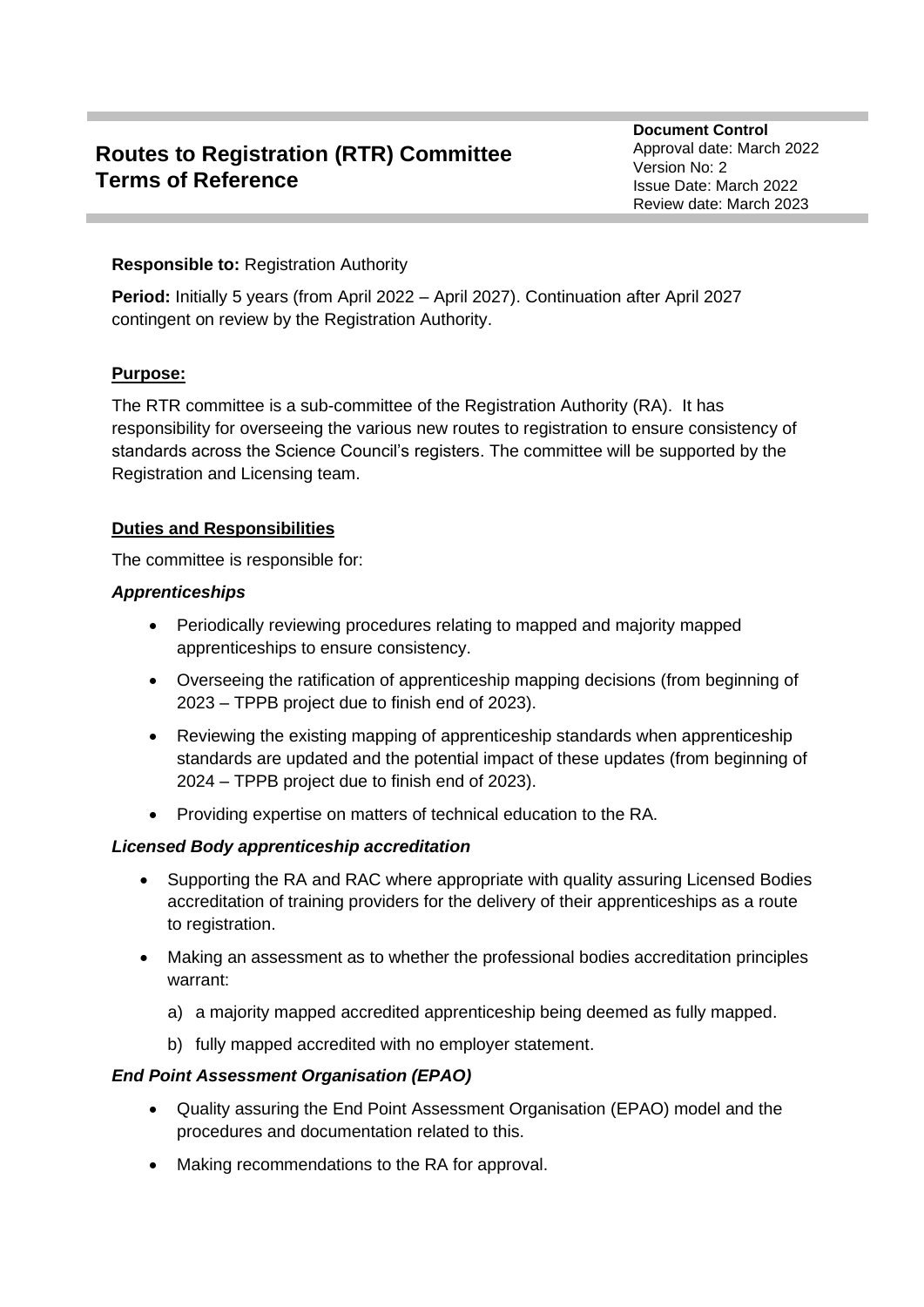# Routes to Registration (RTR) Committee Terms of Reference

**Document Control**
Approval date: March 2022
Version No: 2
Issue Date: March 2022
Review date: March 2023

**Responsible to:** Registration Authority

**Period:** Initially 5 years (from April 2022 – April 2027). Continuation after April 2027 contingent on review by the Registration Authority.

## Purpose:

The RTR committee is a sub-committee of the Registration Authority (RA). It has responsibility for overseeing the various new routes to registration to ensure consistency of standards across the Science Council's registers. The committee will be supported by the Registration and Licensing team.

## Duties and Responsibilities

The committee is responsible for:

### *Apprenticeships*

- Periodically reviewing procedures relating to mapped and majority mapped apprenticeships to ensure consistency.
- Overseeing the ratification of apprenticeship mapping decisions (from beginning of 2023 – TPPB project due to finish end of 2023).
- Reviewing the existing mapping of apprenticeship standards when apprenticeship standards are updated and the potential impact of these updates (from beginning of 2024 – TPPB project due to finish end of 2023).
- Providing expertise on matters of technical education to the RA.

### *Licensed Body apprenticeship accreditation*

- Supporting the RA and RAC where appropriate with quality assuring Licensed Bodies accreditation of training providers for the delivery of their apprenticeships as a route to registration.
- Making an assessment as to whether the professional bodies accreditation principles warrant:
  a) a majority mapped accredited apprenticeship being deemed as fully mapped.
  b) fully mapped accredited with no employer statement.

### *End Point Assessment Organisation (EPAO)*

- Quality assuring the End Point Assessment Organisation (EPAO) model and the procedures and documentation related to this.
- Making recommendations to the RA for approval.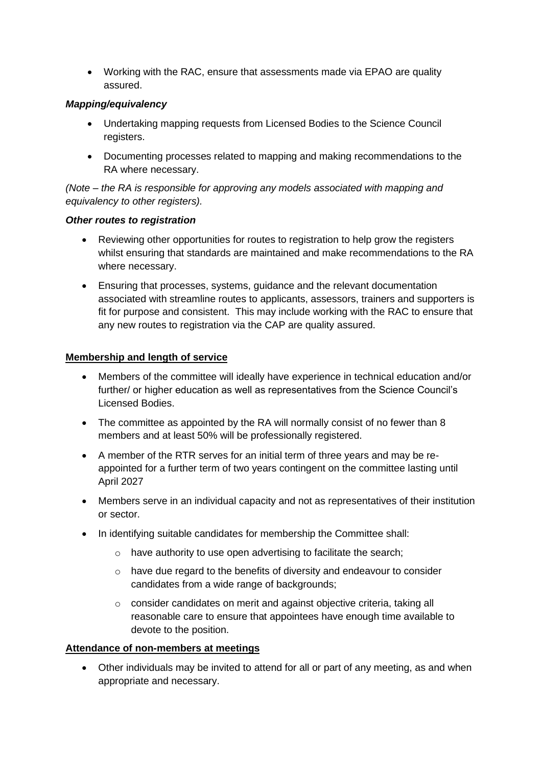- Working with the RAC, ensure that assessments made via EPAO are quality assured.

***Mapping/equivalency***

- Undertaking mapping requests from Licensed Bodies to the Science Council registers.
- Documenting processes related to mapping and making recommendations to the RA where necessary.

*(Note – the RA is responsible for approving any models associated with mapping and equivalency to other registers).*

***Other routes to registration***

- Reviewing other opportunities for routes to registration to help grow the registers whilst ensuring that standards are maintained and make recommendations to the RA where necessary.
- Ensuring that processes, systems, guidance and the relevant documentation associated with streamline routes to applicants, assessors, trainers and supporters is fit for purpose and consistent. This may include working with the RAC to ensure that any new routes to registration via the CAP are quality assured.

**Membership and length of service**

- Members of the committee will ideally have experience in technical education and/or further/ or higher education as well as representatives from the Science Council's Licensed Bodies.
- The committee as appointed by the RA will normally consist of no fewer than 8 members and at least 50% will be professionally registered.
- A member of the RTR serves for an initial term of three years and may be re-appointed for a further term of two years contingent on the committee lasting until April 2027
- Members serve in an individual capacity and not as representatives of their institution or sector.
- In identifying suitable candidates for membership the Committee shall:
  - have authority to use open advertising to facilitate the search;
  - have due regard to the benefits of diversity and endeavour to consider candidates from a wide range of backgrounds;
  - consider candidates on merit and against objective criteria, taking all reasonable care to ensure that appointees have enough time available to devote to the position.

**Attendance of non-members at meetings**

- Other individuals may be invited to attend for all or part of any meeting, as and when appropriate and necessary.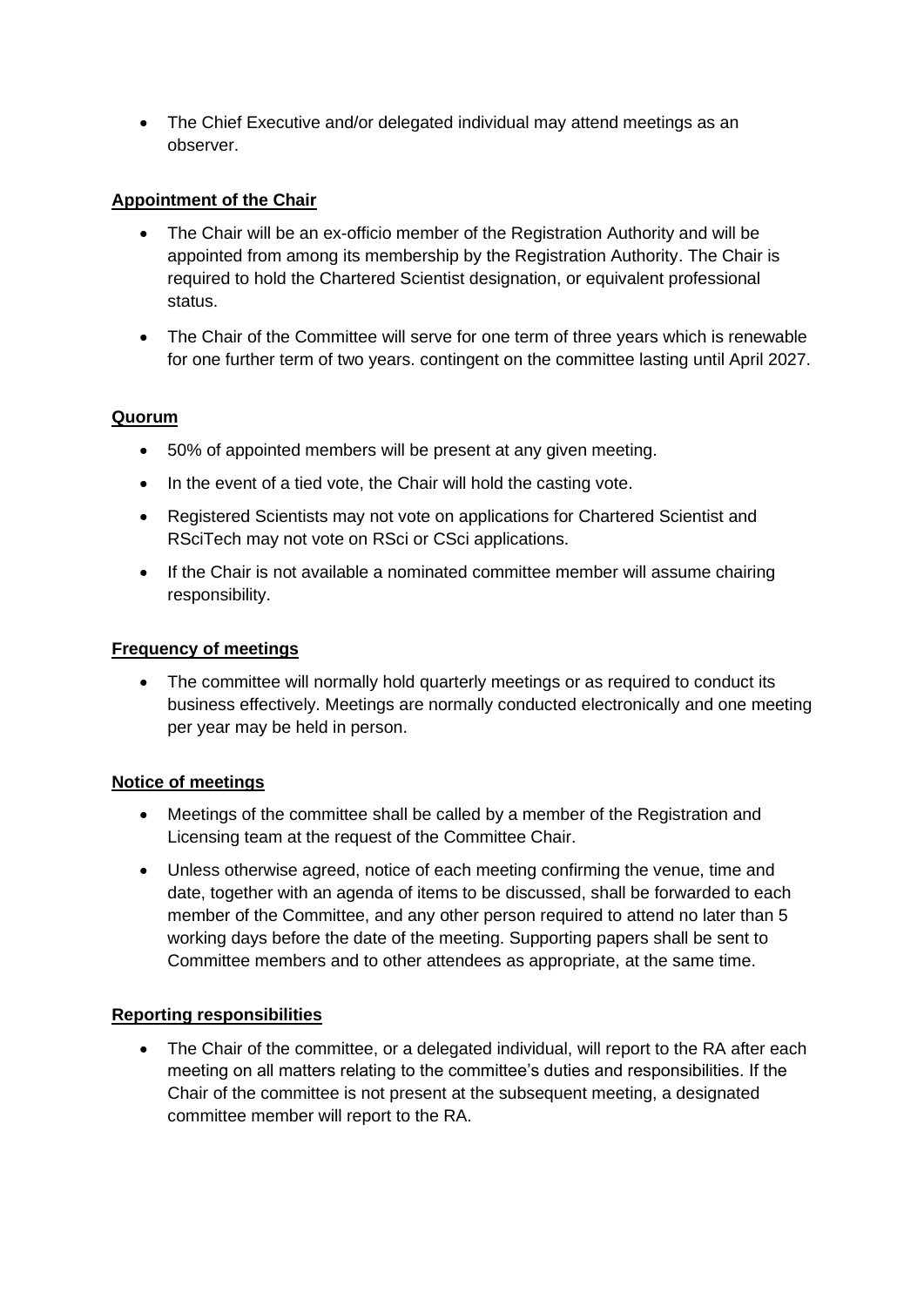- The Chief Executive and/or delegated individual may attend meetings as an observer.

**Appointment of the Chair**

- The Chair will be an ex-officio member of the Registration Authority and will be appointed from among its membership by the Registration Authority. The Chair is required to hold the Chartered Scientist designation, or equivalent professional status.
- The Chair of the Committee will serve for one term of three years which is renewable for one further term of two years. contingent on the committee lasting until April 2027.

**Quorum**

- 50% of appointed members will be present at any given meeting.
- In the event of a tied vote, the Chair will hold the casting vote.
- Registered Scientists may not vote on applications for Chartered Scientist and RSciTech may not vote on RSci or CSci applications.
- If the Chair is not available a nominated committee member will assume chairing responsibility.

**Frequency of meetings**

- The committee will normally hold quarterly meetings or as required to conduct its business effectively. Meetings are normally conducted electronically and one meeting per year may be held in person.

**Notice of meetings**

- Meetings of the committee shall be called by a member of the Registration and Licensing team at the request of the Committee Chair.
- Unless otherwise agreed, notice of each meeting confirming the venue, time and date, together with an agenda of items to be discussed, shall be forwarded to each member of the Committee, and any other person required to attend no later than 5 working days before the date of the meeting. Supporting papers shall be sent to Committee members and to other attendees as appropriate, at the same time.

**Reporting responsibilities**

- The Chair of the committee, or a delegated individual, will report to the RA after each meeting on all matters relating to the committee's duties and responsibilities. If the Chair of the committee is not present at the subsequent meeting, a designated committee member will report to the RA.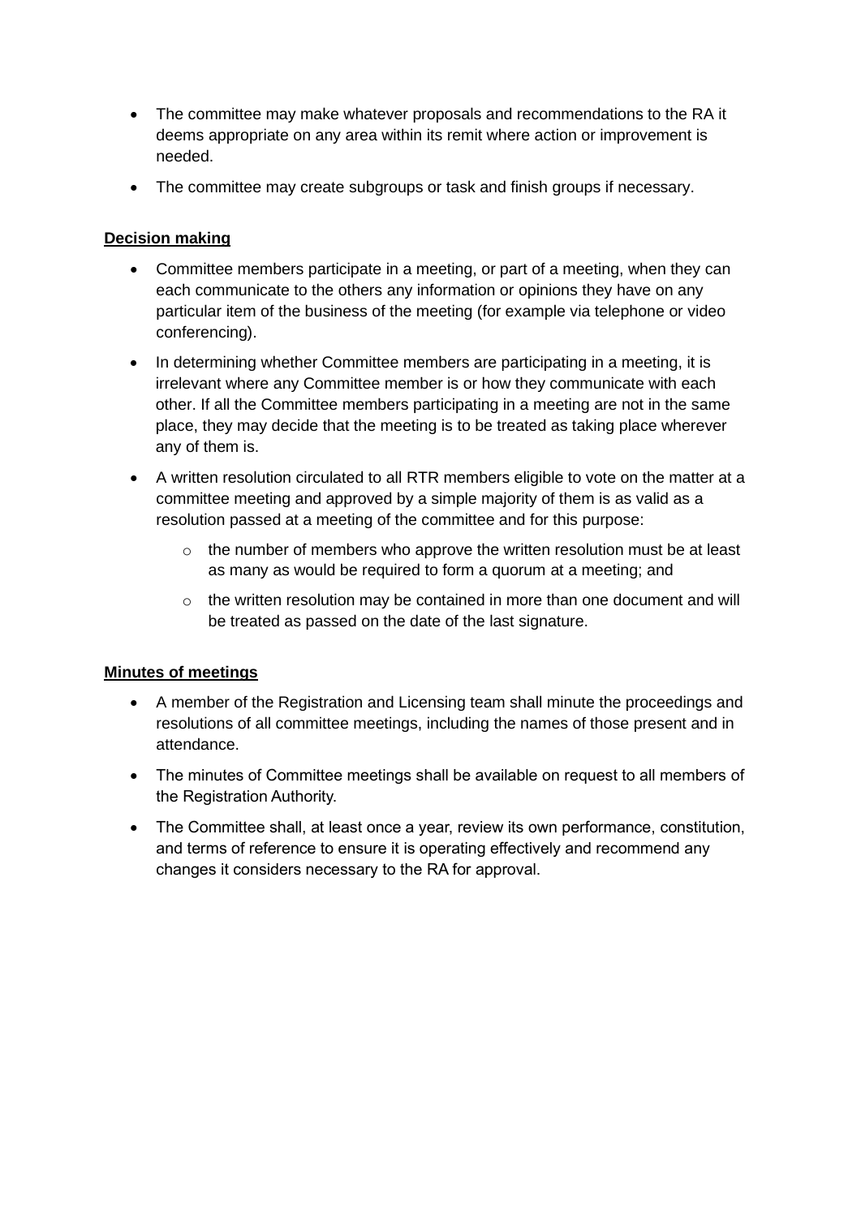- The committee may make whatever proposals and recommendations to the RA it deems appropriate on any area within its remit where action or improvement is needed.
- The committee may create subgroups or task and finish groups if necessary.

**Decision making**

- Committee members participate in a meeting, or part of a meeting, when they can each communicate to the others any information or opinions they have on any particular item of the business of the meeting (for example via telephone or video conferencing).
- In determining whether Committee members are participating in a meeting, it is irrelevant where any Committee member is or how they communicate with each other. If all the Committee members participating in a meeting are not in the same place, they may decide that the meeting is to be treated as taking place wherever any of them is.
- A written resolution circulated to all RTR members eligible to vote on the matter at a committee meeting and approved by a simple majority of them is as valid as a resolution passed at a meeting of the committee and for this purpose:
  - the number of members who approve the written resolution must be at least as many as would be required to form a quorum at a meeting; and
  - the written resolution may be contained in more than one document and will be treated as passed on the date of the last signature.

**Minutes of meetings**

- A member of the Registration and Licensing team shall minute the proceedings and resolutions of all committee meetings, including the names of those present and in attendance.
- The minutes of Committee meetings shall be available on request to all members of the Registration Authority.
- The Committee shall, at least once a year, review its own performance, constitution, and terms of reference to ensure it is operating effectively and recommend any changes it considers necessary to the RA for approval.